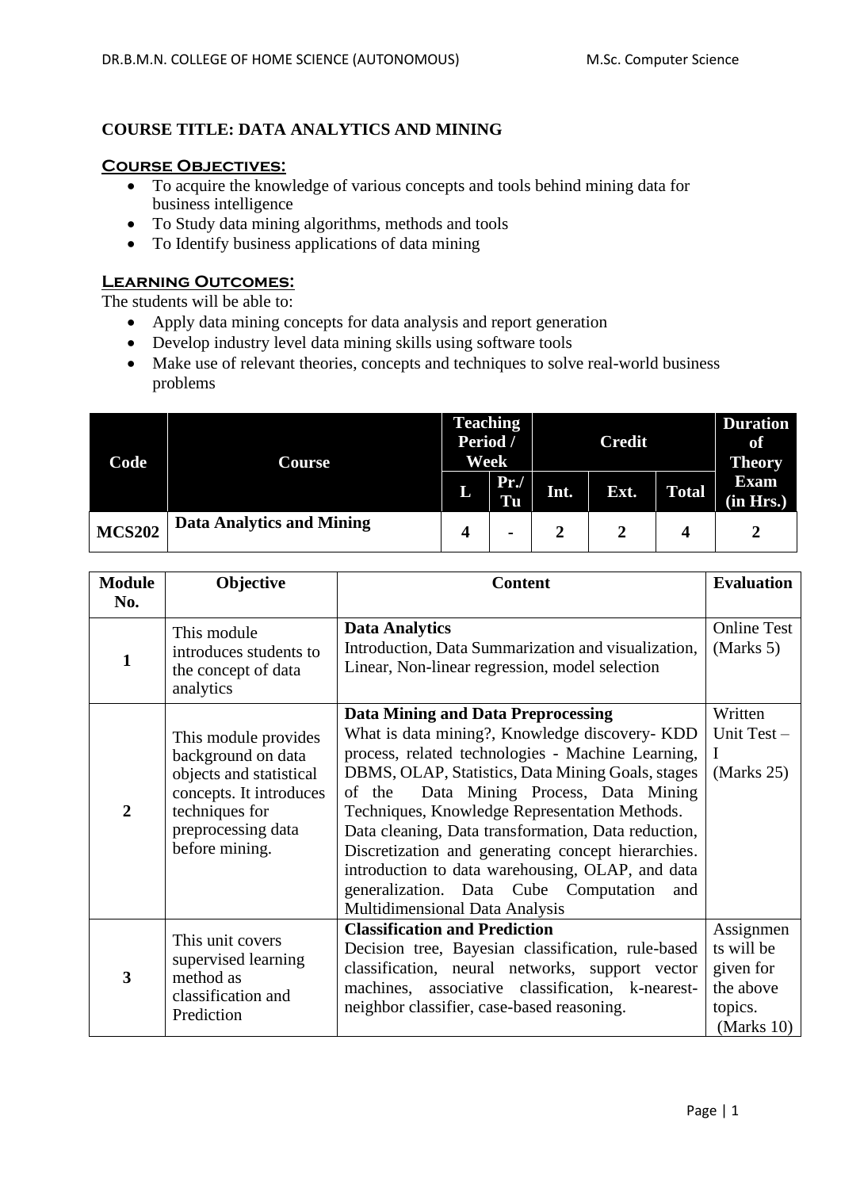## COURSE TITLE: DATA ANALYTICS AND MINING

### Course Objectives:

- To acquire the knowledge of various concepts and tools behind mining data for business intelligence
- To Study data mining algorithms, methods and tools
- To Identify business applications of data mining

### Learning Outcomes:

The students will be able to:

- Apply data mining concepts for data analysis and report generation
- Develop industry level data mining skills using software tools
- Make use of relevant theories, concepts and techniques to solve real-world business problems

| Code | Course | Teaching Period / Week | | Credit | | | Duration of Theory Exam (in Hrs.) |
|---|---|---|---|---|---|---|---|
| | | L | Pr./ Tu | Int. | Ext. | Total | |
| **MCS202** | **Data Analytics and Mining** | **4** | **-** | **2** | **2** | **4** | **2** |

| Module No. | Objective | Content | Evaluation |
|---|---|---|---|
| **1** | This module introduces students to the concept of data analytics | **Data Analytics**<br>Introduction, Data Summarization and visualization, Linear, Non-linear regression, model selection | Online Test (Marks 5) |
| **2** | This module provides background on data objects and statistical concepts. It introduces techniques for preprocessing data before mining. | **Data Mining and Data Preprocessing**<br>What is data mining?, Knowledge discovery- KDD process, related technologies - Machine Learning, DBMS, OLAP, Statistics, Data Mining Goals, stages of the Data Mining Process, Data Mining Techniques, Knowledge Representation Methods. Data cleaning, Data transformation, Data reduction, Discretization and generating concept hierarchies. introduction to data warehousing, OLAP, and data generalization. Data Cube Computation and Multidimensional Data Analysis | Written Unit Test – I (Marks 25) |
| **3** | This unit covers supervised learning method as classification and Prediction | **Classification and Prediction**<br>Decision tree, Bayesian classification, rule-based classification, neural networks, support vector machines, associative classification, k-nearest-neighbor classifier, case-based reasoning. | Assignments will be given for the above topics. (Marks 10) |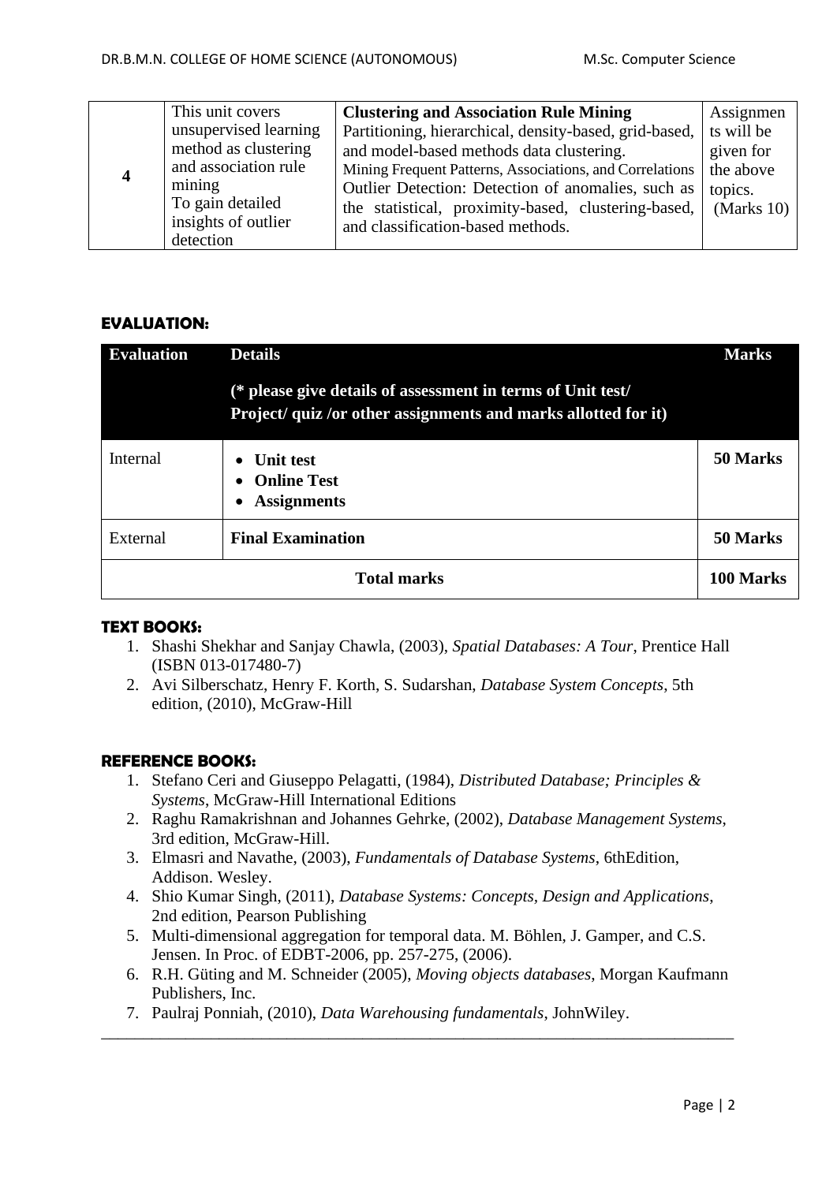| | | | |
|---|---|---|---|
| **4** | This unit covers unsupervised learning method as clustering and association rule mining<br>To gain detailed insights of outlier detection | **Clustering and Association Rule Mining**<br>Partitioning, hierarchical, density-based, grid-based, and model-based methods data clustering.<br>Mining Frequent Patterns, Associations, and Correlations<br>Outlier Detection: Detection of anomalies, such as the statistical, proximity-based, clustering-based, and classification-based methods. | Assignments will be given for the above topics.<br>(Marks 10) |

## EVALUATION:

| Evaluation | Details<br><br>(* please give details of assessment in terms of Unit test/ Project/ quiz /or other assignments and marks allotted for it) | Marks |
|---|---|---|
| Internal | • **Unit test**<br>• **Online Test**<br>• **Assignments** | **50 Marks** |
| External | **Final Examination** | **50 Marks** |
| **Total marks** | | **100 Marks** |

## TEXT BOOKS:

1. Shashi Shekhar and Sanjay Chawla, (2003), *Spatial Databases: A Tour*, Prentice Hall (ISBN 013-017480-7)
2. Avi Silberschatz, Henry F. Korth, S. Sudarshan, *Database System Concepts*, 5th edition, (2010), McGraw-Hill

## REFERENCE BOOKS:

1. Stefano Ceri and Giuseppo Pelagatti, (1984), *Distributed Database; Principles & Systems*, McGraw-Hill International Editions
2. Raghu Ramakrishnan and Johannes Gehrke, (2002), *Database Management Systems*, 3rd edition, McGraw-Hill.
3. Elmasri and Navathe, (2003), *Fundamentals of Database Systems*, 6thEdition, Addison. Wesley.
4. Shio Kumar Singh, (2011), *Database Systems: Concepts, Design and Applications*, 2nd edition, Pearson Publishing
5. Multi-dimensional aggregation for temporal data. M. Böhlen, J. Gamper, and C.S. Jensen. In Proc. of EDBT-2006, pp. 257-275, (2006).
6. R.H. Güting and M. Schneider (2005), *Moving objects databases*, Morgan Kaufmann Publishers, Inc.
7. Paulraj Ponniah, (2010), *Data Warehousing fundamentals*, JohnWiley.